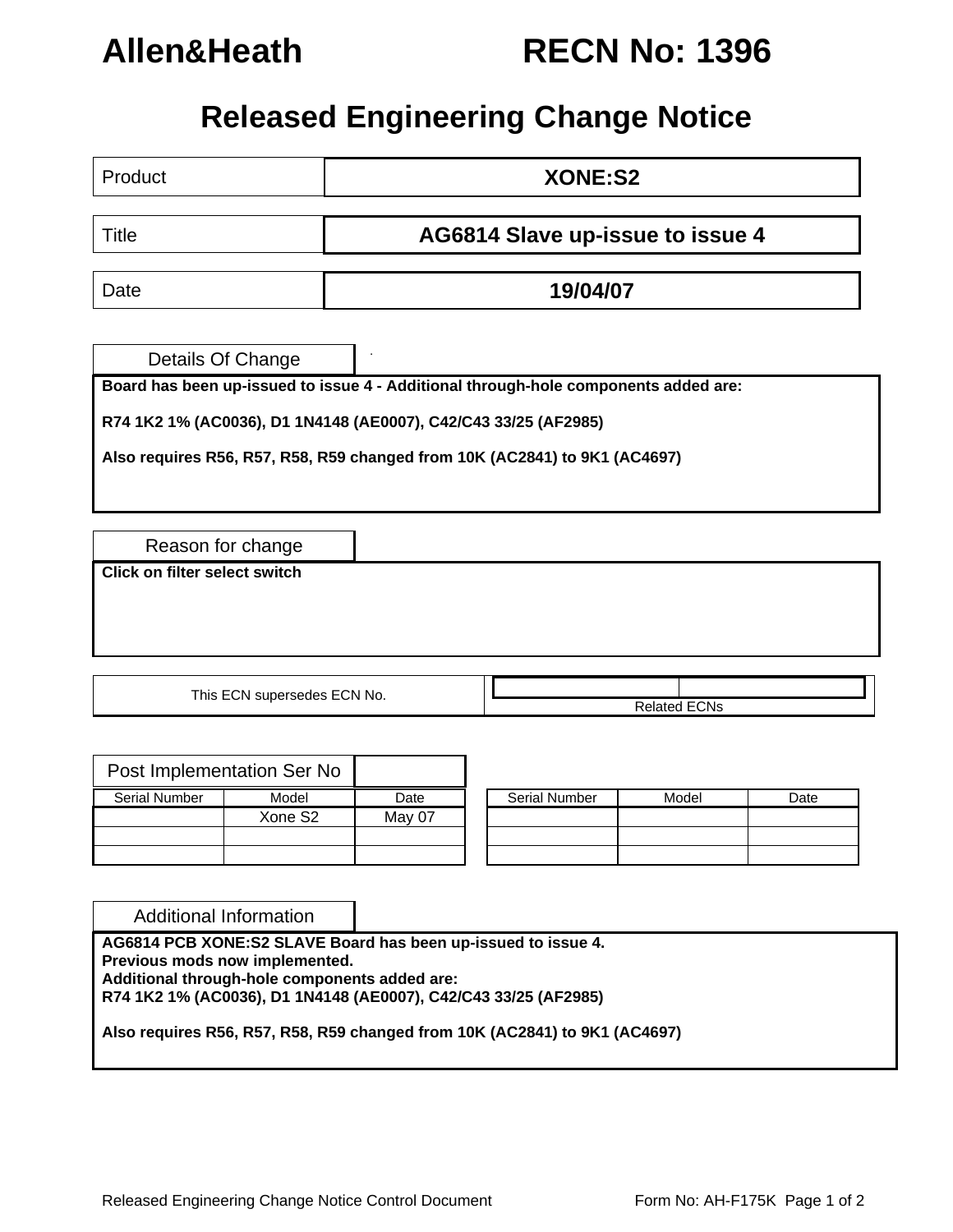# Allen&Heath RECN No: 1396

## Released Engineering Change Notice

| | |
|---|---|
| Product | **XONE:S2** |
| Title | **AG6814 Slave up-issue to issue 4** |
| Date | **19/04/07** |

### Details Of Change

**Board has been up-issued to issue 4 - Additional through-hole components added are:**

**R74 1K2 1% (AC0036), D1 1N4148 (AE0007), C42/C43 33/25 (AF2985)**

**Also requires R56, R57, R58, R59 changed from 10K (AC2841) to 9K1 (AC4697)**

### Reason for change

**Click on filter select switch**

| This ECN supersedes ECN No. | Related ECNs |
|---|---|
| | |

### Post Implementation Ser No

| Serial Number | Model | Date | | Serial Number | Model | Date |
|---|---|---|---|---|---|---|
| | Xone S2 | May 07 | | | | |
| | | | | | | |
| | | | | | | |

### Additional Information

**AG6814 PCB XONE:S2 SLAVE Board has been up-issued to issue 4.**
**Previous mods now implemented.**
**Additional through-hole components added are:**
**R74 1K2 1% (AC0036), D1 1N4148 (AE0007), C42/C43 33/25 (AF2985)**

**Also requires R56, R57, R58, R59 changed from 10K (AC2841) to 9K1 (AC4697)**

Released Engineering Change Notice Control Document Form No: AH-F175K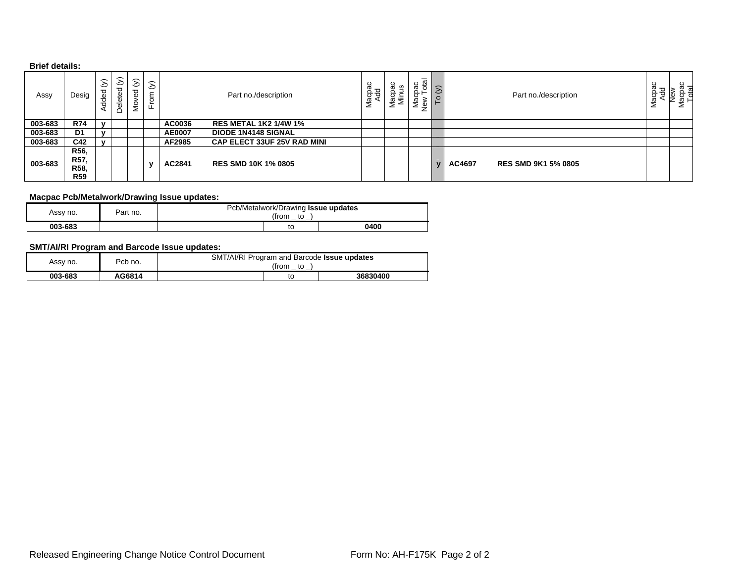**Brief details:**

| Assy | Desig | Added (y) | Deleted (y) | Moved (y) | From (y) | Part no./description | Macpac Add | Macpac Minus | Macpac New Total | To (y) | Part no./description | Macpac Add | New Macpac Total |
|---|---|---|---|---|---|---|---|---|---|---|---|---|---|
| **003-683** | **R74** | **y** | | | | **AC0036 RES METAL 1K2 1/4W 1%** | | | | | | | |
| **003-683** | **D1** | **y** | | | | **AE0007 DIODE 1N4148 SIGNAL** | | | | | | | |
| **003-683** | **C42** | **y** | | | | **AF2985 CAP ELECT 33UF 25V RAD MINI** | | | | | | | |
| **003-683** | **R56, R57, R58, R59** | | | | **y** | **AC2841 RES SMD 10K 1% 0805** | | | | **y** | **AC4697 RES SMD 9K1 5% 0805** | | |

**Macpac Pcb/Metalwork/Drawing Issue updates:**

| Assy no. | Part no. | Pcb/Metalwork/Drawing **Issue updates** (from _ to _) | | |
|---|---|---|---|---|
| **003-683** | | | to | **0400** |

**SMT/AI/RI Program and Barcode Issue updates:**

| Assy no. | Pcb no. | SMT/AI/RI Program and Barcode **Issue updates** (from _ to _) | | |
|---|---|---|---|---|
| **003-683** | **AG6814** | | to | **36830400** |

Released Engineering Change Notice Control Document Form No: AH-F175K